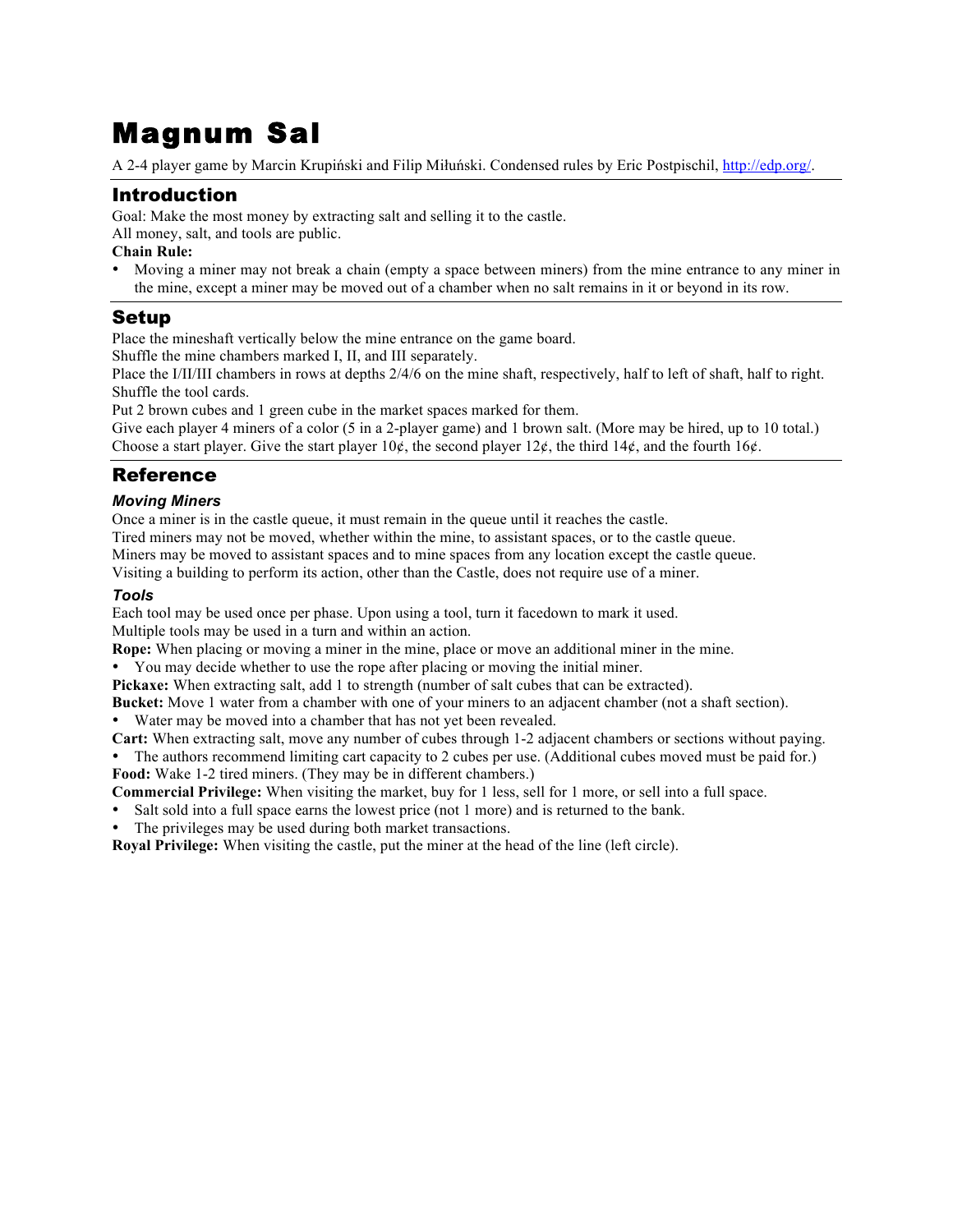# Magnum Sal

A 2-4 player game by Marcin Krupiński and Filip Miłuński. Condensed rules by Eric Postpischil, http://edp.org/.

## Introduction

Goal: Make the most money by extracting salt and selling it to the castle.
All money, salt, and tools are public.

**Chain Rule:**

- Moving a miner may not break a chain (empty a space between miners) from the mine entrance to any miner in the mine, except a miner may be moved out of a chamber when no salt remains in it or beyond in its row.

## Setup

Place the mineshaft vertically below the mine entrance on the game board.
Shuffle the mine chambers marked I, II, and III separately.
Place the I/II/III chambers in rows at depths 2/4/6 on the mine shaft, respectively, half to left of shaft, half to right.
Shuffle the tool cards.
Put 2 brown cubes and 1 green cube in the market spaces marked for them.
Give each player 4 miners of a color (5 in a 2-player game) and 1 brown salt. (More may be hired, up to 10 total.)
Choose a start player. Give the start player 10¢, the second player 12¢, the third 14¢, and the fourth 16¢.

## Reference

### *Moving Miners*

Once a miner is in the castle queue, it must remain in the queue until it reaches the castle.
Tired miners may not be moved, whether within the mine, to assistant spaces, or to the castle queue.
Miners may be moved to assistant spaces and to mine spaces from any location except the castle queue.
Visiting a building to perform its action, other than the Castle, does not require use of a miner.

### *Tools*

Each tool may be used once per phase. Upon using a tool, turn it facedown to mark it used.
Multiple tools may be used in a turn and within an action.

**Rope:** When placing or moving a miner in the mine, place or move an additional miner in the mine.

- You may decide whether to use the rope after placing or moving the initial miner.

**Pickaxe:** When extracting salt, add 1 to strength (number of salt cubes that can be extracted).

**Bucket:** Move 1 water from a chamber with one of your miners to an adjacent chamber (not a shaft section).

- Water may be moved into a chamber that has not yet been revealed.

**Cart:** When extracting salt, move any number of cubes through 1-2 adjacent chambers or sections without paying.

- The authors recommend limiting cart capacity to 2 cubes per use. (Additional cubes moved must be paid for.)

**Food:** Wake 1-2 tired miners. (They may be in different chambers.)

**Commercial Privilege:** When visiting the market, buy for 1 less, sell for 1 more, or sell into a full space.

- Salt sold into a full space earns the lowest price (not 1 more) and is returned to the bank.
- The privileges may be used during both market transactions.

**Royal Privilege:** When visiting the castle, put the miner at the head of the line (left circle).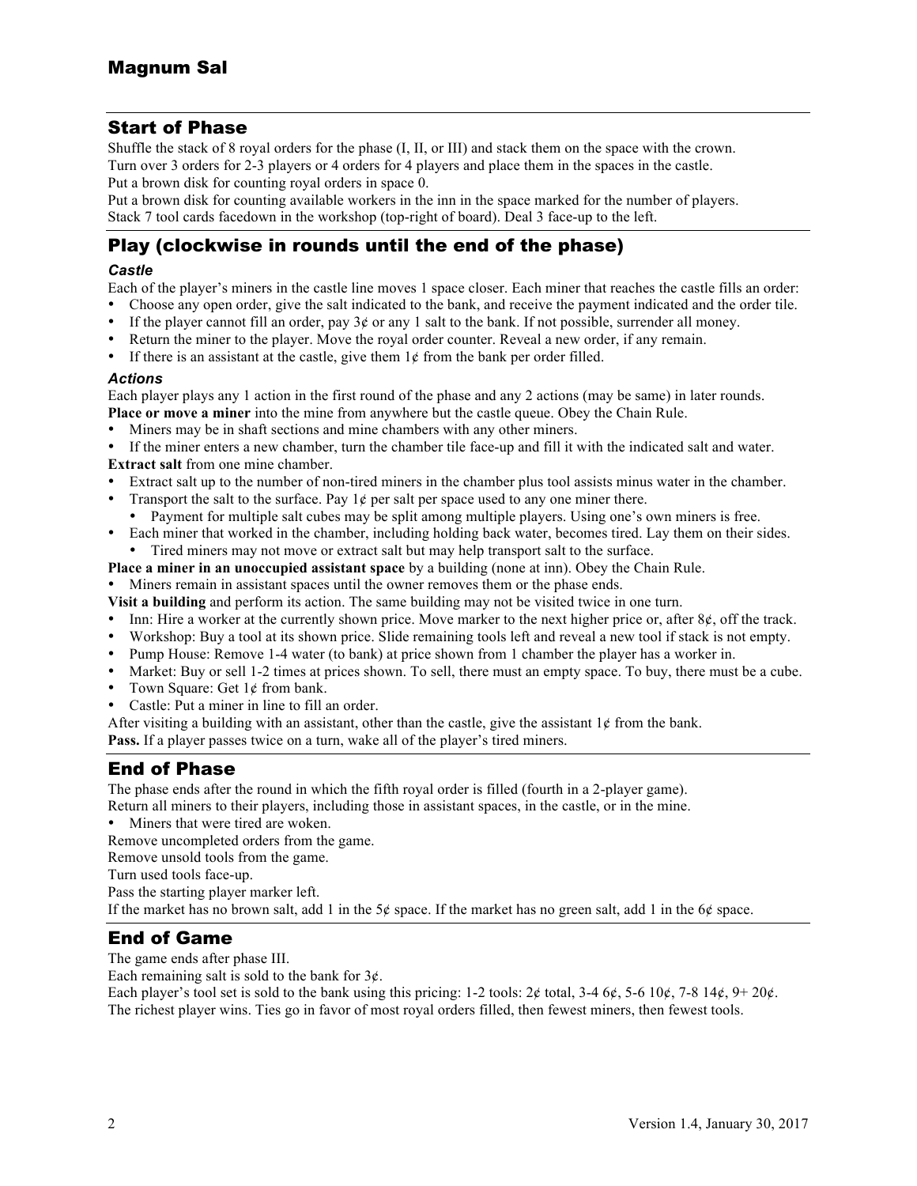## Start of Phase

Shuffle the stack of 8 royal orders for the phase (I, II, or III) and stack them on the space with the crown.
Turn over 3 orders for 2-3 players or 4 orders for 4 players and place them in the spaces in the castle.
Put a brown disk for counting royal orders in space 0.
Put a brown disk for counting available workers in the inn in the space marked for the number of players.
Stack 7 tool cards facedown in the workshop (top-right of board). Deal 3 face-up to the left.

## Play (clockwise in rounds until the end of the phase)

### *Castle*

Each of the player's miners in the castle line moves 1 space closer. Each miner that reaches the castle fills an order:

- Choose any open order, give the salt indicated to the bank, and receive the payment indicated and the order tile.
- If the player cannot fill an order, pay 3¢ or any 1 salt to the bank. If not possible, surrender all money.
- Return the miner to the player. Move the royal order counter. Reveal a new order, if any remain.
- If there is an assistant at the castle, give them 1¢ from the bank per order filled.

### *Actions*

Each player plays any 1 action in the first round of the phase and any 2 actions (may be same) in later rounds.

**Place or move a miner** into the mine from anywhere but the castle queue. Obey the Chain Rule.

- Miners may be in shaft sections and mine chambers with any other miners.
- If the miner enters a new chamber, turn the chamber tile face-up and fill it with the indicated salt and water.

**Extract salt** from one mine chamber.

- Extract salt up to the number of non-tired miners in the chamber plus tool assists minus water in the chamber.
- Transport the salt to the surface. Pay 1¢ per salt per space used to any one miner there.
  - Payment for multiple salt cubes may be split among multiple players. Using one's own miners is free.
- Each miner that worked in the chamber, including holding back water, becomes tired. Lay them on their sides.
  - Tired miners may not move or extract salt but may help transport salt to the surface.

**Place a miner in an unoccupied assistant space** by a building (none at inn). Obey the Chain Rule.

- Miners remain in assistant spaces until the owner removes them or the phase ends.

**Visit a building** and perform its action. The same building may not be visited twice in one turn.

- Inn: Hire a worker at the currently shown price. Move marker to the next higher price or, after 8¢, off the track.
- Workshop: Buy a tool at its shown price. Slide remaining tools left and reveal a new tool if stack is not empty.
- Pump House: Remove 1-4 water (to bank) at price shown from 1 chamber the player has a worker in.
- Market: Buy or sell 1-2 times at prices shown. To sell, there must an empty space. To buy, there must be a cube.
- Town Square: Get 1¢ from bank.
- Castle: Put a miner in line to fill an order.

After visiting a building with an assistant, other than the castle, give the assistant 1¢ from the bank.

**Pass.** If a player passes twice on a turn, wake all of the player's tired miners.

## End of Phase

The phase ends after the round in which the fifth royal order is filled (fourth in a 2-player game).
Return all miners to their players, including those in assistant spaces, in the castle, or in the mine.

- Miners that were tired are woken.

Remove uncompleted orders from the game.
Remove unsold tools from the game.
Turn used tools face-up.
Pass the starting player marker left.
If the market has no brown salt, add 1 in the 5¢ space. If the market has no green salt, add 1 in the 6¢ space.

## End of Game

The game ends after phase III.
Each remaining salt is sold to the bank for 3¢.
Each player's tool set is sold to the bank using this pricing: 1-2 tools: 2¢ total, 3-4 6¢, 5-6 10¢, 7-8 14¢, 9+ 20¢.
The richest player wins. Ties go in favor of most royal orders filled, then fewest miners, then fewest tools.